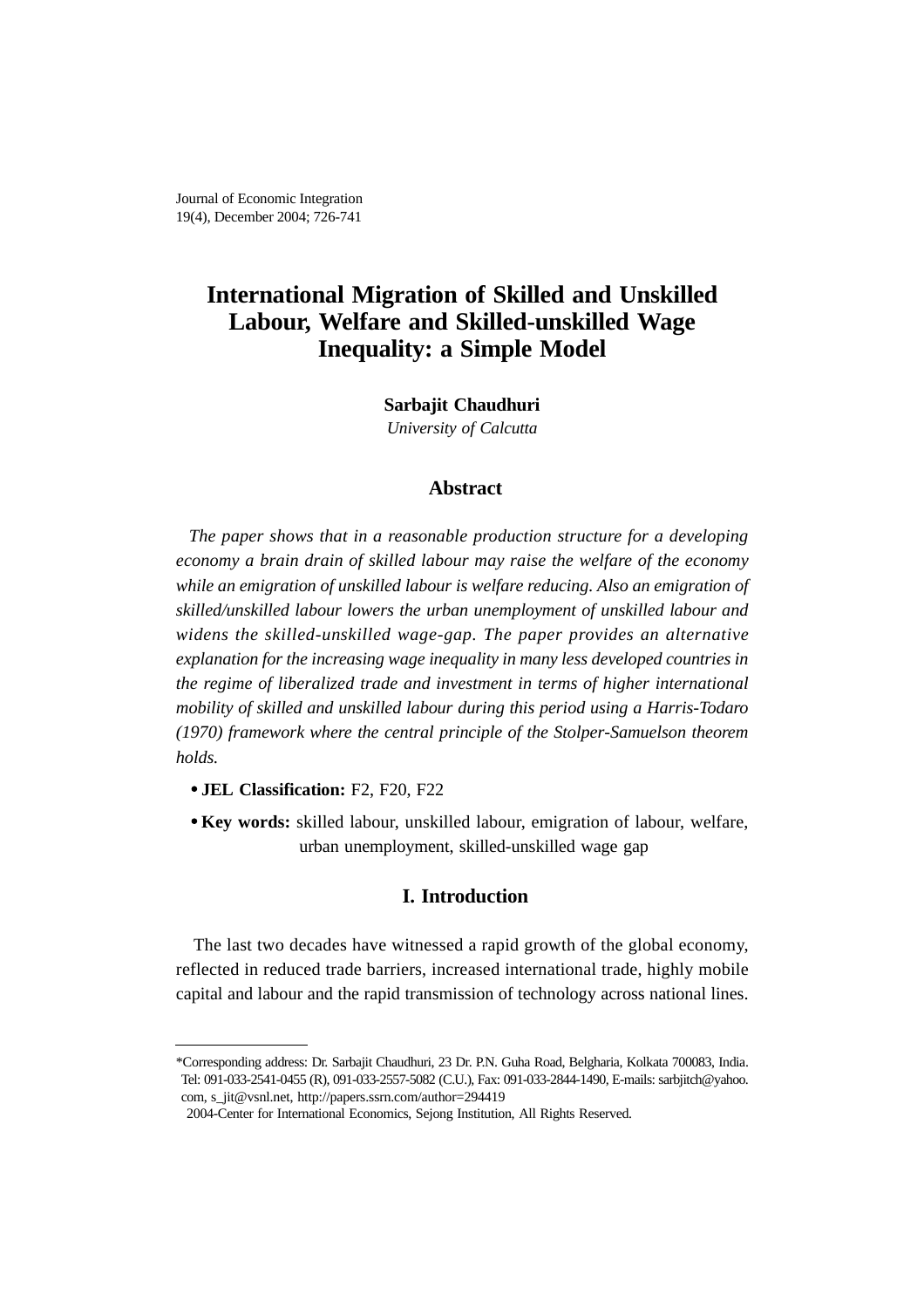# International Migration of Skilled and Unskilled Labour, Welfare and Skilled-unskilled Wage Inequality: a Simple Model

**Sarbajit Chaudhuri**
*University of Calcutta*

## Abstract

*The paper shows that in a reasonable production structure for a developing economy a brain drain of skilled labour may raise the welfare of the economy while an emigration of unskilled labour is welfare reducing. Also an emigration of skilled/unskilled labour lowers the urban unemployment of unskilled labour and widens the skilled-unskilled wage-gap. The paper provides an alternative explanation for the increasing wage inequality in many less developed countries in the regime of liberalized trade and investment in terms of higher international mobility of skilled and unskilled labour during this period using a Harris-Todaro (1970) framework where the central principle of the Stolper-Samuelson theorem holds.*

- **JEL Classification:** F2, F20, F22
- **Key words:** skilled labour, unskilled labour, emigration of labour, welfare, urban unemployment, skilled-unskilled wage gap

## I. Introduction

The last two decades have witnessed a rapid growth of the global economy, reflected in reduced trade barriers, increased international trade, highly mobile capital and labour and the rapid transmission of technology across national lines.

---

*Corresponding address: Dr. Sarbajit Chaudhuri, 23 Dr. P.N. Guha Road, Belgharia, Kolkata 700083, India. Tel: 091-033-2541-0455 (R), 091-033-2557-5082 (C.U.), Fax: 091-033-2844-1490, E-mails: sarbjitch@yahoo.com, s_jit@vsnl.net, http://papers.ssrn.com/author=294419

2004-Center for International Economics, Sejong Institution, All Rights Reserved.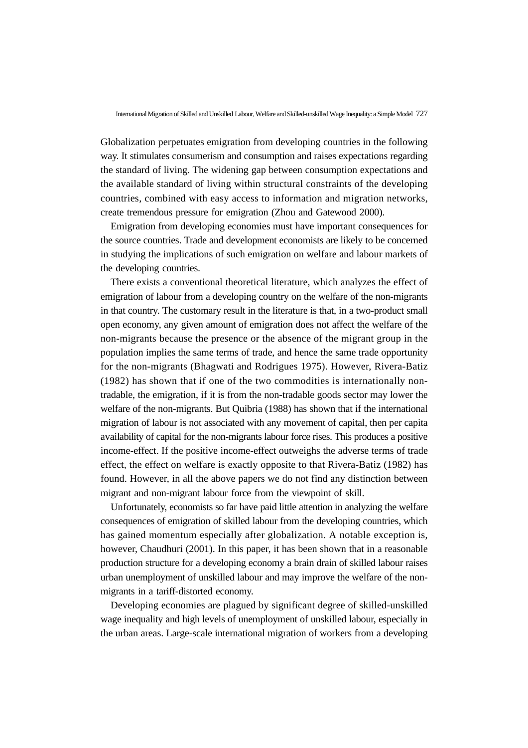Globalization perpetuates emigration from developing countries in the following way. It stimulates consumerism and consumption and raises expectations regarding the standard of living. The widening gap between consumption expectations and the available standard of living within structural constraints of the developing countries, combined with easy access to information and migration networks, create tremendous pressure for emigration (Zhou and Gatewood 2000).

Emigration from developing economies must have important consequences for the source countries. Trade and development economists are likely to be concerned in studying the implications of such emigration on welfare and labour markets of the developing countries.

There exists a conventional theoretical literature, which analyzes the effect of emigration of labour from a developing country on the welfare of the non-migrants in that country. The customary result in the literature is that, in a two-product small open economy, any given amount of emigration does not affect the welfare of the non-migrants because the presence or the absence of the migrant group in the population implies the same terms of trade, and hence the same trade opportunity for the non-migrants (Bhagwati and Rodrigues 1975). However, Rivera-Batiz (1982) has shown that if one of the two commodities is internationally non-tradable, the emigration, if it is from the non-tradable goods sector may lower the welfare of the non-migrants. But Quibria (1988) has shown that if the international migration of labour is not associated with any movement of capital, then per capita availability of capital for the non-migrants labour force rises. This produces a positive income-effect. If the positive income-effect outweighs the adverse terms of trade effect, the effect on welfare is exactly opposite to that Rivera-Batiz (1982) has found. However, in all the above papers we do not find any distinction between migrant and non-migrant labour force from the viewpoint of skill.

Unfortunately, economists so far have paid little attention in analyzing the welfare consequences of emigration of skilled labour from the developing countries, which has gained momentum especially after globalization. A notable exception is, however, Chaudhuri (2001). In this paper, it has been shown that in a reasonable production structure for a developing economy a brain drain of skilled labour raises urban unemployment of unskilled labour and may improve the welfare of the non-migrants in a tariff-distorted economy.

Developing economies are plagued by significant degree of skilled-unskilled wage inequality and high levels of unemployment of unskilled labour, especially in the urban areas. Large-scale international migration of workers from a developing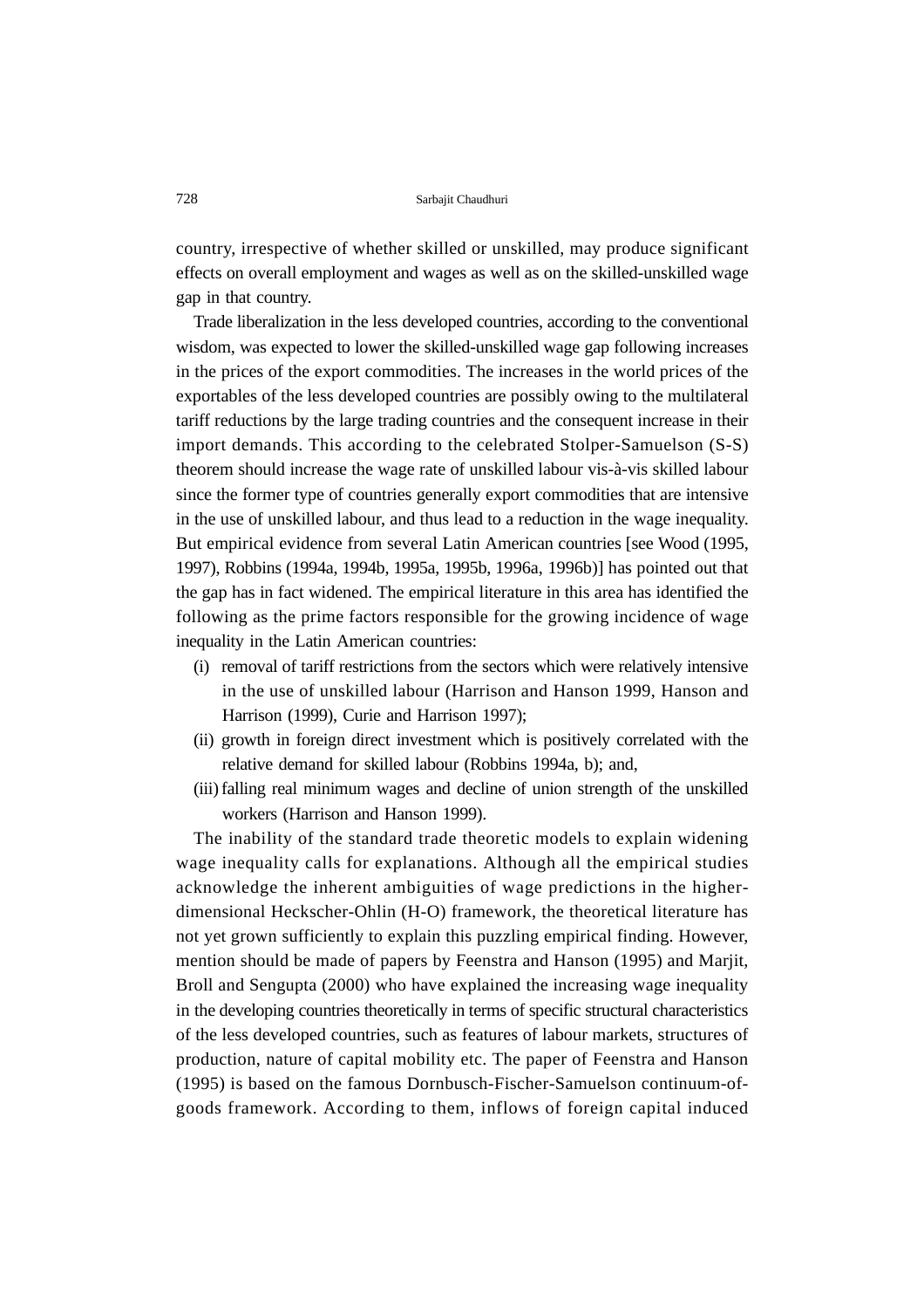country, irrespective of whether skilled or unskilled, may produce significant effects on overall employment and wages as well as on the skilled-unskilled wage gap in that country.

Trade liberalization in the less developed countries, according to the conventional wisdom, was expected to lower the skilled-unskilled wage gap following increases in the prices of the export commodities. The increases in the world prices of the exportables of the less developed countries are possibly owing to the multilateral tariff reductions by the large trading countries and the consequent increase in their import demands. This according to the celebrated Stolper-Samuelson (S-S) theorem should increase the wage rate of unskilled labour vis-à-vis skilled labour since the former type of countries generally export commodities that are intensive in the use of unskilled labour, and thus lead to a reduction in the wage inequality. But empirical evidence from several Latin American countries [see Wood (1995, 1997), Robbins (1994a, 1994b, 1995a, 1995b, 1996a, 1996b)] has pointed out that the gap has in fact widened. The empirical literature in this area has identified the following as the prime factors responsible for the growing incidence of wage inequality in the Latin American countries:

(i) removal of tariff restrictions from the sectors which were relatively intensive in the use of unskilled labour (Harrison and Hanson 1999, Hanson and Harrison (1999), Curie and Harrison 1997);

(ii) growth in foreign direct investment which is positively correlated with the relative demand for skilled labour (Robbins 1994a, b); and,

(iii) falling real minimum wages and decline of union strength of the unskilled workers (Harrison and Hanson 1999).

The inability of the standard trade theoretic models to explain widening wage inequality calls for explanations. Although all the empirical studies acknowledge the inherent ambiguities of wage predictions in the higher-dimensional Heckscher-Ohlin (H-O) framework, the theoretical literature has not yet grown sufficiently to explain this puzzling empirical finding. However, mention should be made of papers by Feenstra and Hanson (1995) and Marjit, Broll and Sengupta (2000) who have explained the increasing wage inequality in the developing countries theoretically in terms of specific structural characteristics of the less developed countries, such as features of labour markets, structures of production, nature of capital mobility etc. The paper of Feenstra and Hanson (1995) is based on the famous Dornbusch-Fischer-Samuelson continuum-of-goods framework. According to them, inflows of foreign capital induced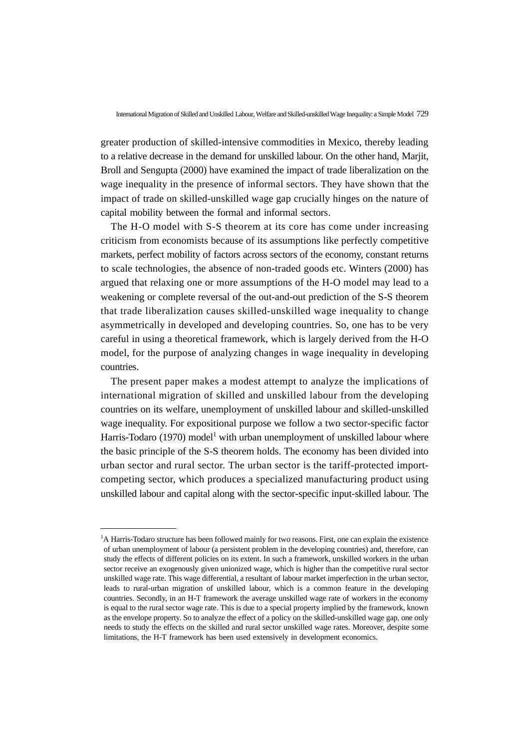greater production of skilled-intensive commodities in Mexico, thereby leading to a relative decrease in the demand for unskilled labour. On the other hand, Marjit, Broll and Sengupta (2000) have examined the impact of trade liberalization on the wage inequality in the presence of informal sectors. They have shown that the impact of trade on skilled-unskilled wage gap crucially hinges on the nature of capital mobility between the formal and informal sectors.

The H-O model with S-S theorem at its core has come under increasing criticism from economists because of its assumptions like perfectly competitive markets, perfect mobility of factors across sectors of the economy, constant returns to scale technologies, the absence of non-traded goods etc. Winters (2000) has argued that relaxing one or more assumptions of the H-O model may lead to a weakening or complete reversal of the out-and-out prediction of the S-S theorem that trade liberalization causes skilled-unskilled wage inequality to change asymmetrically in developed and developing countries. So, one has to be very careful in using a theoretical framework, which is largely derived from the H-O model, for the purpose of analyzing changes in wage inequality in developing countries.

The present paper makes a modest attempt to analyze the implications of international migration of skilled and unskilled labour from the developing countries on its welfare, unemployment of unskilled labour and skilled-unskilled wage inequality. For expositional purpose we follow a two sector-specific factor Harris-Todaro (1970) model[1] with urban unemployment of unskilled labour where the basic principle of the S-S theorem holds. The economy has been divided into urban sector and rural sector. The urban sector is the tariff-protected import-competing sector, which produces a specialized manufacturing product using unskilled labour and capital along with the sector-specific input-skilled labour. The

---

[1]A Harris-Todaro structure has been followed mainly for two reasons. First, one can explain the existence of urban unemployment of labour (a persistent problem in the developing countries) and, therefore, can study the effects of different policies on its extent. In such a framework, unskilled workers in the urban sector receive an exogenously given unionized wage, which is higher than the competitive rural sector unskilled wage rate. This wage differential, a resultant of labour market imperfection in the urban sector, leads to rural-urban migration of unskilled labour, which is a common feature in the developing countries. Secondly, in an H-T framework the average unskilled wage rate of workers in the economy is equal to the rural sector wage rate. This is due to a special property implied by the framework, known as the envelope property. So to analyze the effect of a policy on the skilled-unskilled wage gap, one only needs to study the effects on the skilled and rural sector unskilled wage rates. Moreover, despite some limitations, the H-T framework has been used extensively in development economics.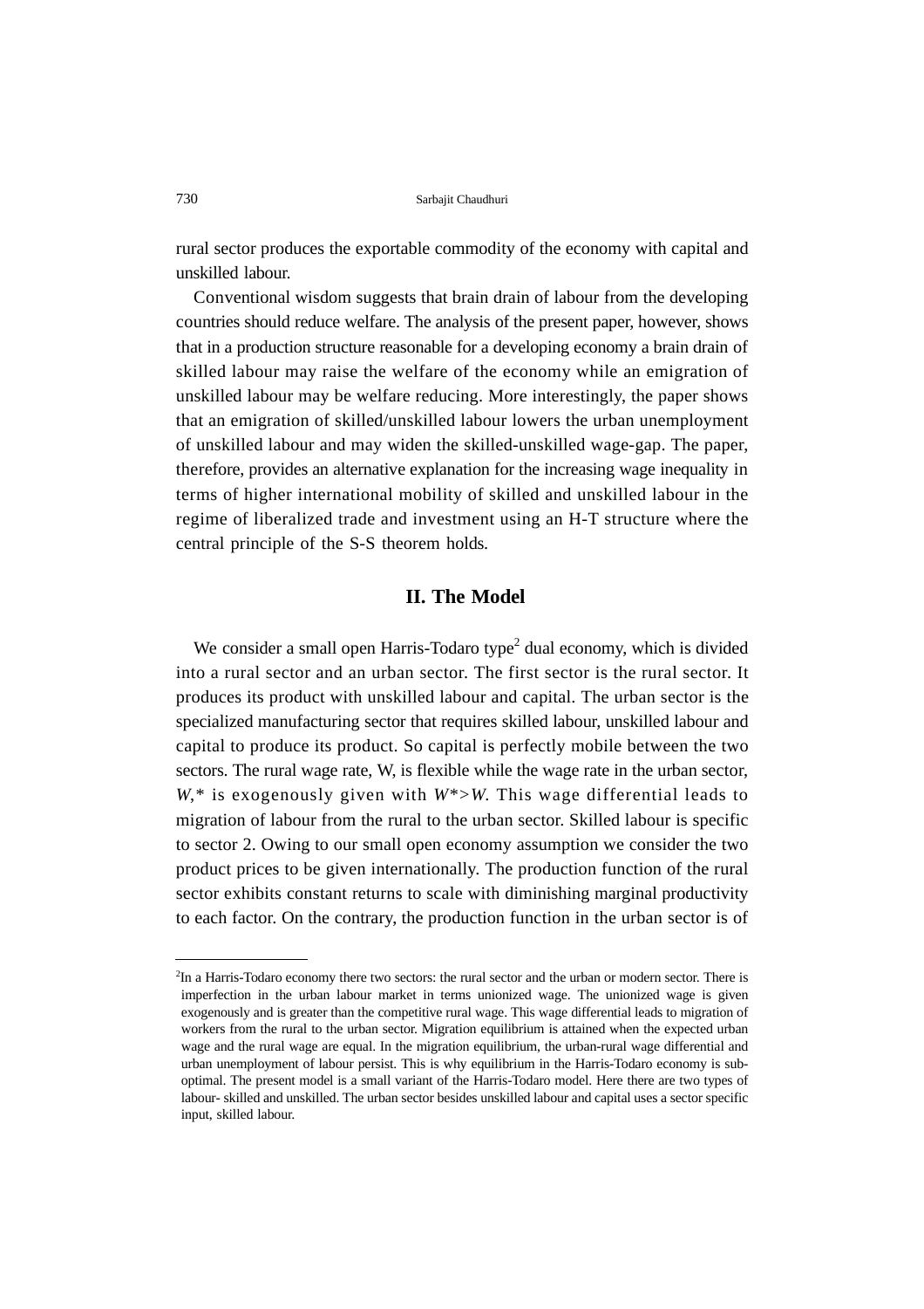rural sector produces the exportable commodity of the economy with capital and unskilled labour.

Conventional wisdom suggests that brain drain of labour from the developing countries should reduce welfare. The analysis of the present paper, however, shows that in a production structure reasonable for a developing economy a brain drain of skilled labour may raise the welfare of the economy while an emigration of unskilled labour may be welfare reducing. More interestingly, the paper shows that an emigration of skilled/unskilled labour lowers the urban unemployment of unskilled labour and may widen the skilled-unskilled wage-gap. The paper, therefore, provides an alternative explanation for the increasing wage inequality in terms of higher international mobility of skilled and unskilled labour in the regime of liberalized trade and investment using an H-T structure where the central principle of the S-S theorem holds.

## II. The Model

We consider a small open Harris-Todaro type[2] dual economy, which is divided into a rural sector and an urban sector. The first sector is the rural sector. It produces its product with unskilled labour and capital. The urban sector is the specialized manufacturing sector that requires skilled labour, unskilled labour and capital to produce its product. So capital is perfectly mobile between the two sectors. The rural wage rate, W, is flexible while the wage rate in the urban sector, $W$,* is exogenously given with $W^* > W$. This wage differential leads to migration of labour from the rural to the urban sector. Skilled labour is specific to sector 2. Owing to our small open economy assumption we consider the two product prices to be given internationally. The production function of the rural sector exhibits constant returns to scale with diminishing marginal productivity to each factor. On the contrary, the production function in the urban sector is of

---

[2] In a Harris-Todaro economy there two sectors: the rural sector and the urban or modern sector. There is imperfection in the urban labour market in terms unionized wage. The unionized wage is given exogenously and is greater than the competitive rural wage. This wage differential leads to migration of workers from the rural to the urban sector. Migration equilibrium is attained when the expected urban wage and the rural wage are equal. In the migration equilibrium, the urban-rural wage differential and urban unemployment of labour persist. This is why equilibrium in the Harris-Todaro economy is sub-optimal. The present model is a small variant of the Harris-Todaro model. Here there are two types of labour- skilled and unskilled. The urban sector besides unskilled labour and capital uses a sector specific input, skilled labour.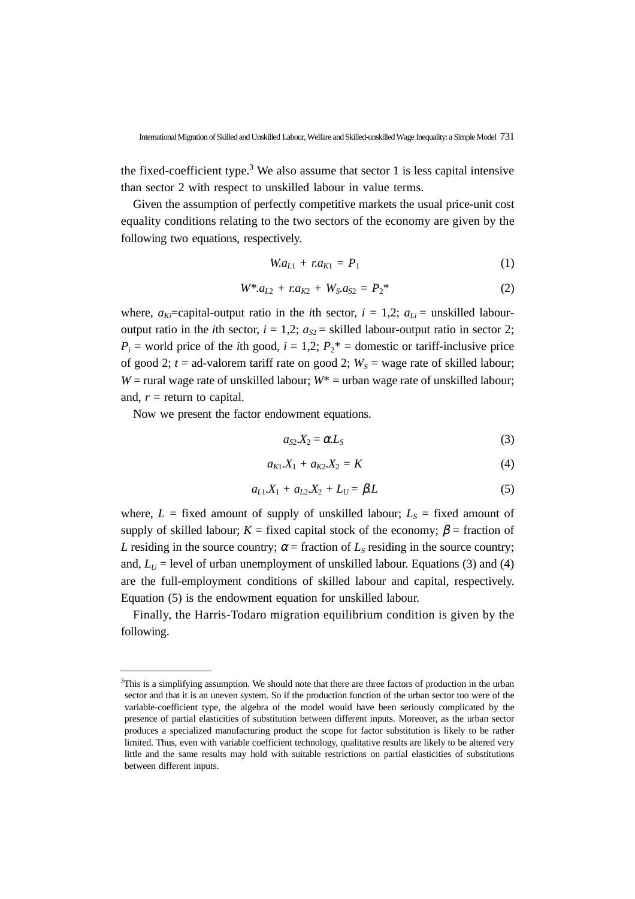the fixed-coefficient type.[3] We also assume that sector 1 is less capital intensive than sector 2 with respect to unskilled labour in value terms.

Given the assumption of perfectly competitive markets the usual price-unit cost equality conditions relating to the two sectors of the economy are given by the following two equations, respectively.

$$W.a_{L1} + r.a_{K1} = P_1 \tag{1}$$

$$W^*.a_{L2} + r.a_{K2} + W_S.a_{S2} = P_2^* \tag{2}$$

where, $a_{Ki}$=capital-output ratio in the $i$th sector, $i$ = 1,2; $a_{Li}$ = unskilled labour-output ratio in the $i$th sector, $i$ = 1,2; $a_{S2}$ = skilled labour-output ratio in sector 2; $P_i$ = world price of the $i$th good, $i$ = 1,2; $P_2^*$ = domestic or tariff-inclusive price of good 2; $t$ = ad-valorem tariff rate on good 2; $W_S$ = wage rate of skilled labour; $W$ = rural wage rate of unskilled labour; $W^*$ = urban wage rate of unskilled labour; and, $r$ = return to capital.

Now we present the factor endowment equations.

$$a_{S2}.X_2 = \alpha.L_S \tag{3}$$

$$a_{K1}.X_1 + a_{K2}.X_2 = K \tag{4}$$

$$a_{L1}.X_1 + a_{L2}.X_2 + L_U = \beta.L \tag{5}$$

where, $L$ = fixed amount of supply of unskilled labour; $L_S$ = fixed amount of supply of skilled labour; $K$ = fixed capital stock of the economy; $\beta$ = fraction of $L$ residing in the source country; $\alpha$ = fraction of $L_S$ residing in the source country; and, $L_U$ = level of urban unemployment of unskilled labour. Equations (3) and (4) are the full-employment conditions of skilled labour and capital, respectively. Equation (5) is the endowment equation for unskilled labour.

Finally, the Harris-Todaro migration equilibrium condition is given by the following.

---

[3]This is a simplifying assumption. We should note that there are three factors of production in the urban sector and that it is an uneven system. So if the production function of the urban sector too were of the variable-coefficient type, the algebra of the model would have been seriously complicated by the presence of partial elasticities of substitution between different inputs. Moreover, as the urban sector produces a specialized manufacturing product the scope for factor substitution is likely to be rather limited. Thus, even with variable coefficient technology, qualitative results are likely to be altered very little and the same results may hold with suitable restrictions on partial elasticities of substitutions between different inputs.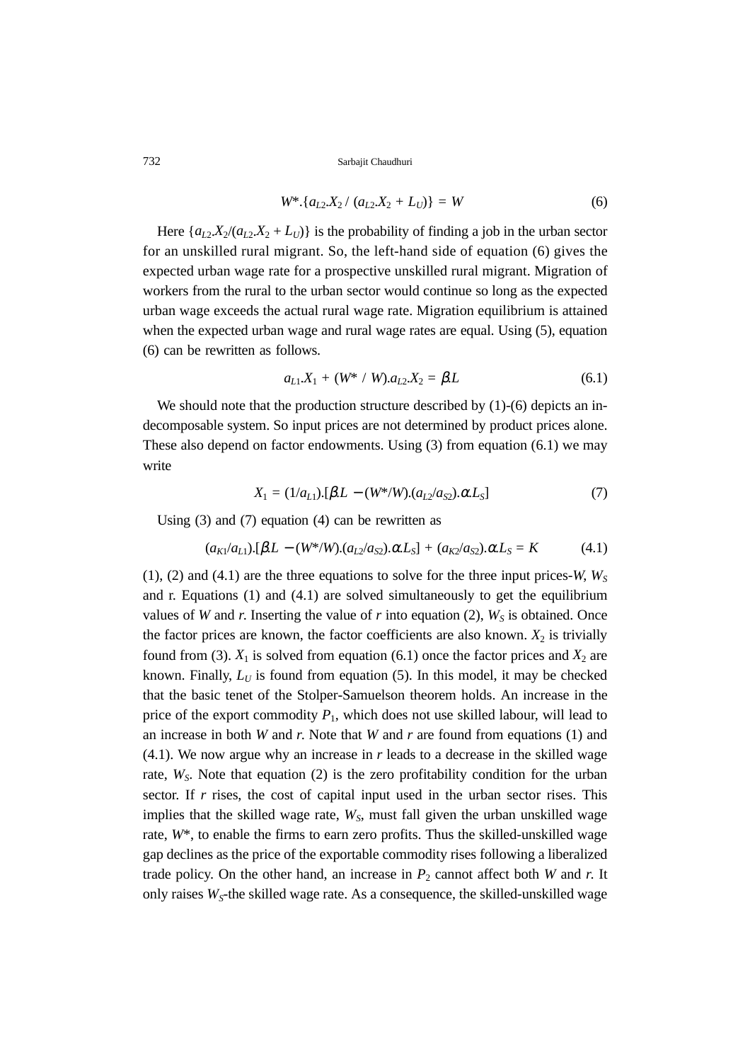$$W^*.\{a_{L2}.X_2 \, / \, (a_{L2}.X_2 + L_U)\} = W \tag{6}$$

Here $\{a_{L2}.X_2/(a_{L2}.X_2 + L_U)\}$ is the probability of finding a job in the urban sector for an unskilled rural migrant. So, the left-hand side of equation (6) gives the expected urban wage rate for a prospective unskilled rural migrant. Migration of workers from the rural to the urban sector would continue so long as the expected urban wage exceeds the actual rural wage rate. Migration equilibrium is attained when the expected urban wage and rural wage rates are equal. Using (5), equation (6) can be rewritten as follows.

$$a_{L1}.X_1 + (W^* \, / \, W).a_{L2}.X_2 = \beta.L \tag{6.1}$$

We should note that the production structure described by (1)-(6) depicts an in-decomposable system. So input prices are not determined by product prices alone. These also depend on factor endowments. Using (3) from equation (6.1) we may write

$$X_1 = (1/a_{L1}).[\beta.L - (W^*/W).(a_{L2}/a_{S2}).\alpha.L_S] \tag{7}$$

Using (3) and (7) equation (4) can be rewritten as

$$(a_{K1}/a_{L1}).[\beta.L - (W^*/W).(a_{L2}/a_{S2}).\alpha.L_S] + (a_{K2}/a_{S2}).\alpha.L_S = K \tag{4.1}$$

(1), (2) and (4.1) are the three equations to solve for the three input prices-$W$, $W_S$ and r. Equations (1) and (4.1) are solved simultaneously to get the equilibrium values of $W$ and $r$. Inserting the value of $r$ into equation (2), $W_S$ is obtained. Once the factor prices are known, the factor coefficients are also known. $X_2$ is trivially found from (3). $X_1$ is solved from equation (6.1) once the factor prices and $X_2$ are known. Finally, $L_U$ is found from equation (5). In this model, it may be checked that the basic tenet of the Stolper-Samuelson theorem holds. An increase in the price of the export commodity $P_1$, which does not use skilled labour, will lead to an increase in both $W$ and $r$. Note that $W$ and $r$ are found from equations (1) and (4.1). We now argue why an increase in $r$ leads to a decrease in the skilled wage rate, $W_S$. Note that equation (2) is the zero profitability condition for the urban sector. If $r$ rises, the cost of capital input used in the urban sector rises. This implies that the skilled wage rate, $W_S$, must fall given the urban unskilled wage rate, $W^*$, to enable the firms to earn zero profits. Thus the skilled-unskilled wage gap declines as the price of the exportable commodity rises following a liberalized trade policy. On the other hand, an increase in $P_2$ cannot affect both $W$ and $r$. It only raises $W_S$-the skilled wage rate. As a consequence, the skilled-unskilled wage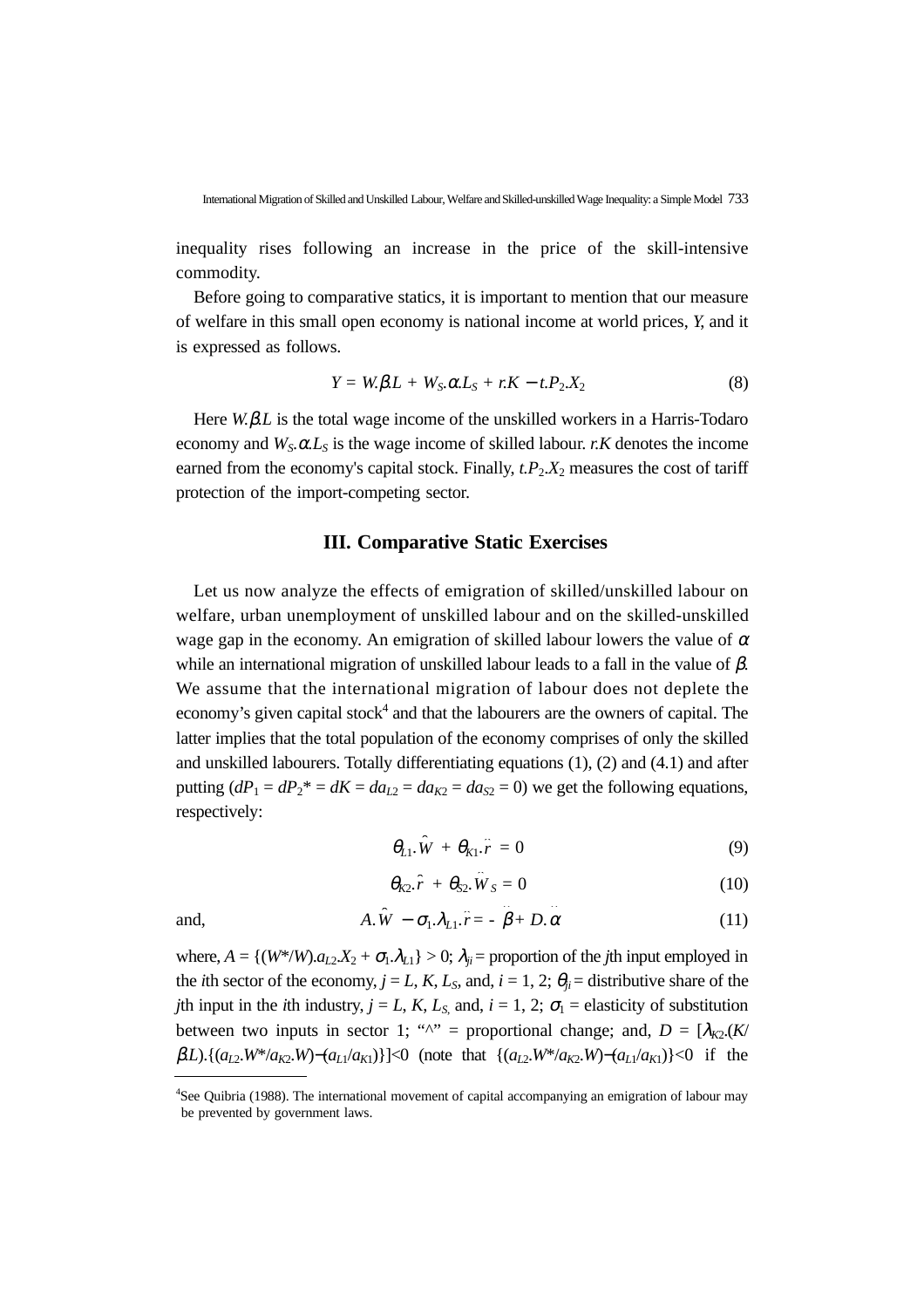inequality rises following an increase in the price of the skill-intensive commodity.

Before going to comparative statics, it is important to mention that our measure of welfare in this small open economy is national income at world prices, $Y$, and it is expressed as follows.

$$Y = W.\beta.L + W_S.\alpha.L_S + r.K - t.P_2.X_2 \tag{8}$$

Here $W.\beta.L$ is the total wage income of the unskilled workers in a Harris-Todaro economy and $W_S.\alpha.L_S$ is the wage income of skilled labour. $r.K$ denotes the income earned from the economy's capital stock. Finally, $t.P_2.X_2$ measures the cost of tariff protection of the import-competing sector.

## III. Comparative Static Exercises

Let us now analyze the effects of emigration of skilled/unskilled labour on welfare, urban unemployment of unskilled labour and on the skilled-unskilled wage gap in the economy. An emigration of skilled labour lowers the value of $\alpha$ while an international migration of unskilled labour leads to a fall in the value of $\beta$. We assume that the international migration of labour does not deplete the economy's given capital stock[4] and that the labourers are the owners of capital. The latter implies that the total population of the economy comprises of only the skilled and unskilled labourers. Totally differentiating equations (1), (2) and (4.1) and after putting ($dP_1 = dP_2^* = dK = da_{L2} = da_{K2} = da_{S2} = 0$) we get the following equations, respectively:

$$\theta_{L1}.\hat{W} + \theta_{K1}.\hat{r} = 0 \tag{9}$$

$$\theta_{K2}.\hat{r} + \theta_{S2}.\hat{W}_S = 0 \tag{10}$$

and,
$$A.\hat{W} - \sigma_1.\lambda_{L1}.\hat{r} = -\hat{\beta} + D.\hat{\alpha} \tag{11}$$

where, $A = \{(W^*/W).a_{L2}.X_2 + \sigma_1.\lambda_{L1}\} > 0$; $\lambda_{ji}$ = proportion of the $j$th input employed in the $i$th sector of the economy, $j = L, K, L_S$, and, $i = 1, 2$; $\theta_{ji}$ = distributive share of the $j$th input in the $i$th industry, $j = L, K, L_S$, and, $i = 1, 2$; $\sigma_1$ = elasticity of substitution between two inputs in sector 1; "^" = proportional change; and, $D = [\lambda_{K2}.(K/\beta.L).\{(a_{L2}.W^*/a_{K2}.W)-(a_{L1}/a_{K1})\}]<0$ (note that $\{(a_{L2}.W^*/a_{K2}.W)-(a_{L1}/a_{K1})\}<0$ if the

---

[4]See Quibria (1988). The international movement of capital accompanying an emigration of labour may be prevented by government laws.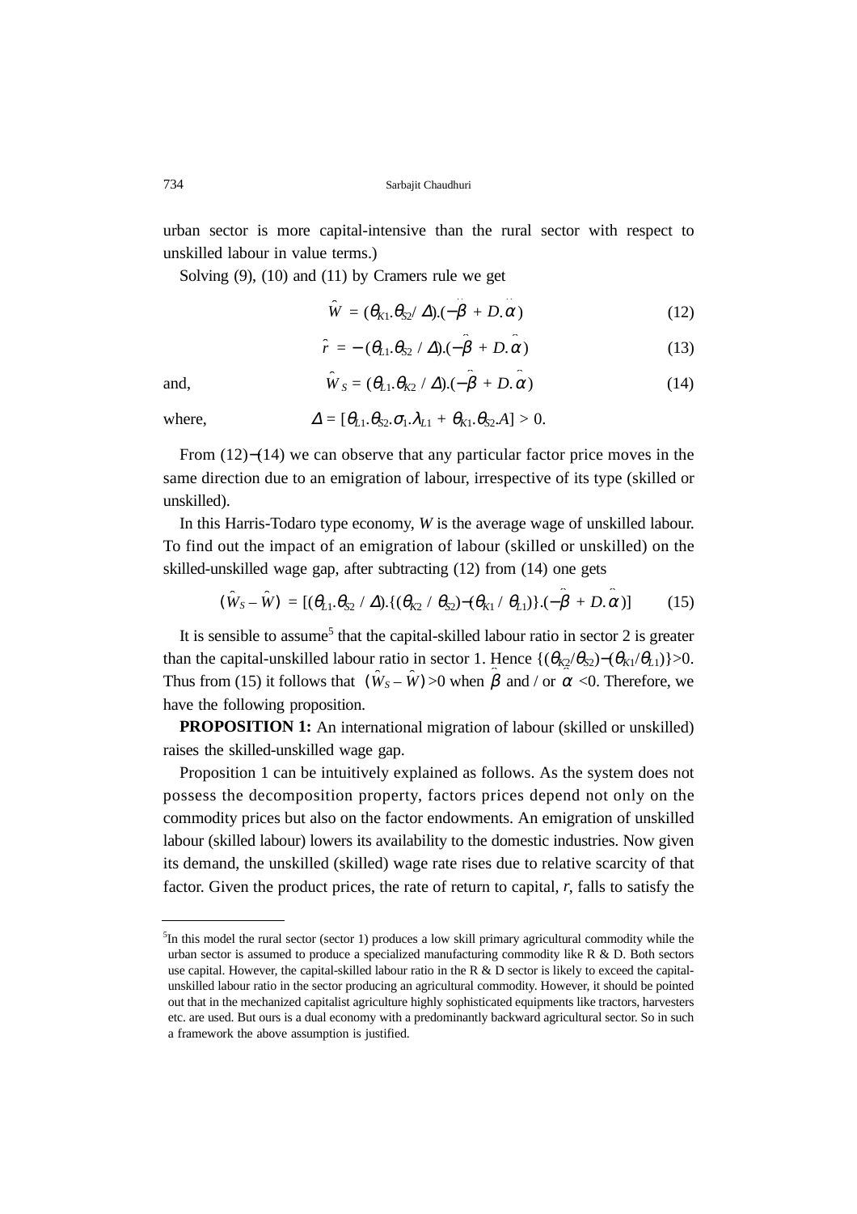urban sector is more capital-intensive than the rural sector with respect to unskilled labour in value terms.)

Solving (9), (10) and (11) by Cramers rule we get

$$\hat{W} = (\theta_{K1}.\theta_{S2}/\Delta).(-\hat{\beta} + D.\hat{\alpha}) \tag{12}$$

$$\hat{r} = -(\theta_{L1}.\theta_{S2}/\Delta).(-\hat{\beta} + D.\hat{\alpha}) \tag{13}$$

and,

$$\hat{W}_S = (\theta_{L1}.\theta_{K2}/\Delta).(-\hat{\beta} + D.\hat{\alpha}) \tag{14}$$

where, $\Delta = [\theta_{L1}.\theta_{S2}.\sigma_1.\lambda_{L1} + \theta_{K1}.\theta_{S2}.A] > 0.$

From (12)−(14) we can observe that any particular factor price moves in the same direction due to an emigration of labour, irrespective of its type (skilled or unskilled).

In this Harris-Todaro type economy, *W* is the average wage of unskilled labour. To find out the impact of an emigration of labour (skilled or unskilled) on the skilled-unskilled wage gap, after subtracting (12) from (14) one gets

$$(\hat{W}_S - \hat{W}) = [(\theta_{L1}.\theta_{S2}/\Delta).\{(\theta_{K2}/\theta_{S2}) - (\theta_{K1}/\theta_{L1})\}.(-\hat{\beta} + D.\hat{\alpha})] \tag{15}$$

It is sensible to assume[5] that the capital-skilled labour ratio in sector 2 is greater than the capital-unskilled labour ratio in sector 1. Hence $\{(\theta_{K2}/\theta_{S2}) - (\theta_{K1}/\theta_{L1})\} > 0$. Thus from (15) it follows that $(\hat{W}_S - \hat{W}) > 0$ when $\hat{\beta}$ and / or $\hat{\alpha} < 0$. Therefore, we have the following proposition.

**PROPOSITION 1:** An international migration of labour (skilled or unskilled) raises the skilled-unskilled wage gap.

Proposition 1 can be intuitively explained as follows. As the system does not possess the decomposition property, factors prices depend not only on the commodity prices but also on the factor endowments. An emigration of unskilled labour (skilled labour) lowers its availability to the domestic industries. Now given its demand, the unskilled (skilled) wage rate rises due to relative scarcity of that factor. Given the product prices, the rate of return to capital, *r*, falls to satisfy the

[5]In this model the rural sector (sector 1) produces a low skill primary agricultural commodity while the urban sector is assumed to produce a specialized manufacturing commodity like R & D. Both sectors use capital. However, the capital-skilled labour ratio in the R & D sector is likely to exceed the capital-unskilled labour ratio in the sector producing an agricultural commodity. However, it should be pointed out that in the mechanized capitalist agriculture highly sophisticated equipments like tractors, harvesters etc. are used. But ours is a dual economy with a predominantly backward agricultural sector. So in such a framework the above assumption is justified.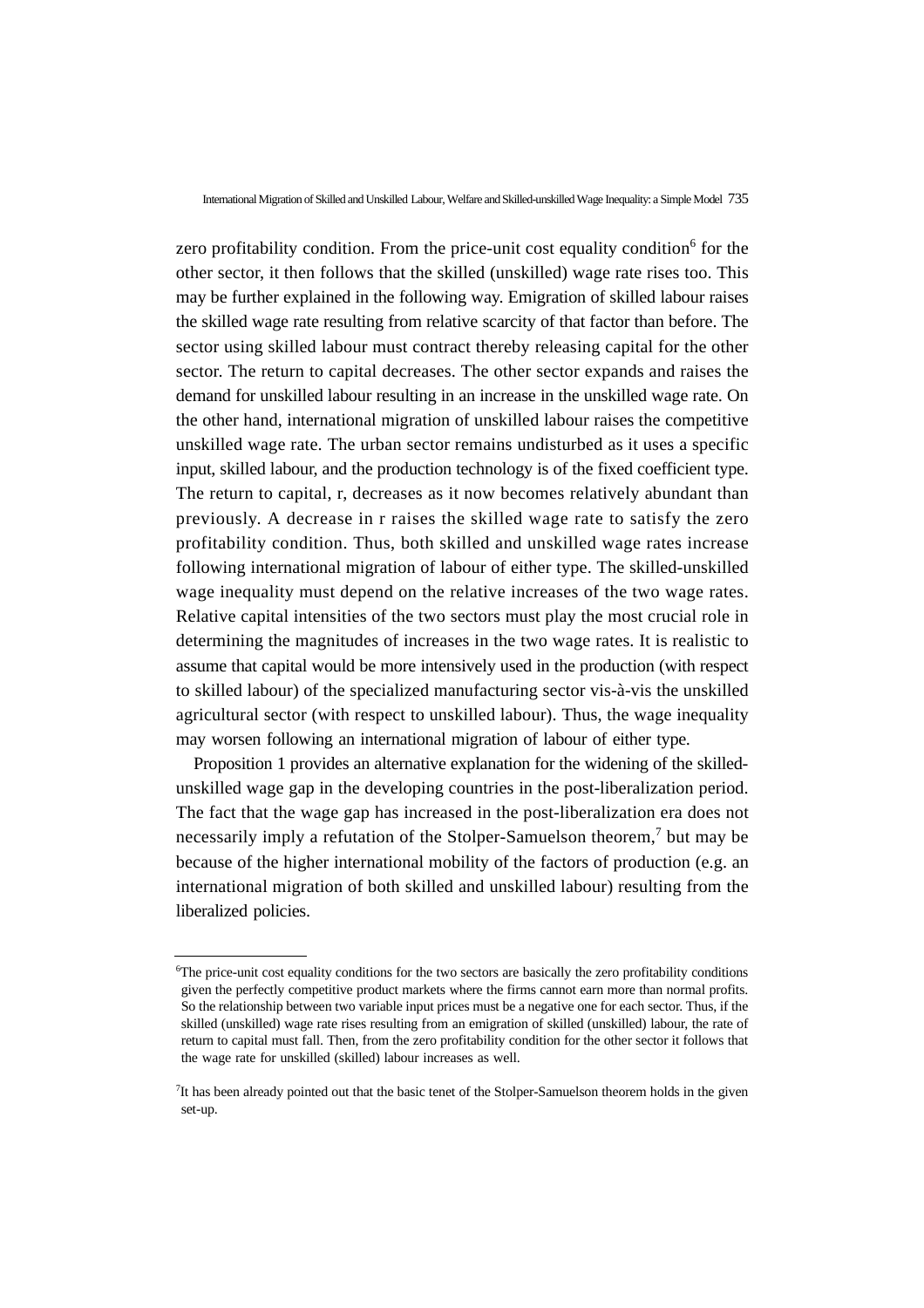zero profitability condition. From the price-unit cost equality condition[6] for the other sector, it then follows that the skilled (unskilled) wage rate rises too. This may be further explained in the following way. Emigration of skilled labour raises the skilled wage rate resulting from relative scarcity of that factor than before. The sector using skilled labour must contract thereby releasing capital for the other sector. The return to capital decreases. The other sector expands and raises the demand for unskilled labour resulting in an increase in the unskilled wage rate. On the other hand, international migration of unskilled labour raises the competitive unskilled wage rate. The urban sector remains undisturbed as it uses a specific input, skilled labour, and the production technology is of the fixed coefficient type. The return to capital, r, decreases as it now becomes relatively abundant than previously. A decrease in r raises the skilled wage rate to satisfy the zero profitability condition. Thus, both skilled and unskilled wage rates increase following international migration of labour of either type. The skilled-unskilled wage inequality must depend on the relative increases of the two wage rates. Relative capital intensities of the two sectors must play the most crucial role in determining the magnitudes of increases in the two wage rates. It is realistic to assume that capital would be more intensively used in the production (with respect to skilled labour) of the specialized manufacturing sector vis-à-vis the unskilled agricultural sector (with respect to unskilled labour). Thus, the wage inequality may worsen following an international migration of labour of either type.

Proposition 1 provides an alternative explanation for the widening of the skilled-unskilled wage gap in the developing countries in the post-liberalization period. The fact that the wage gap has increased in the post-liberalization era does not necessarily imply a refutation of the Stolper-Samuelson theorem,[7] but may be because of the higher international mobility of the factors of production (e.g. an international migration of both skilled and unskilled labour) resulting from the liberalized policies.

---

[6]The price-unit cost equality conditions for the two sectors are basically the zero profitability conditions given the perfectly competitive product markets where the firms cannot earn more than normal profits. So the relationship between two variable input prices must be a negative one for each sector. Thus, if the skilled (unskilled) wage rate rises resulting from an emigration of skilled (unskilled) labour, the rate of return to capital must fall. Then, from the zero profitability condition for the other sector it follows that the wage rate for unskilled (skilled) labour increases as well.

[7]It has been already pointed out that the basic tenet of the Stolper-Samuelson theorem holds in the given set-up.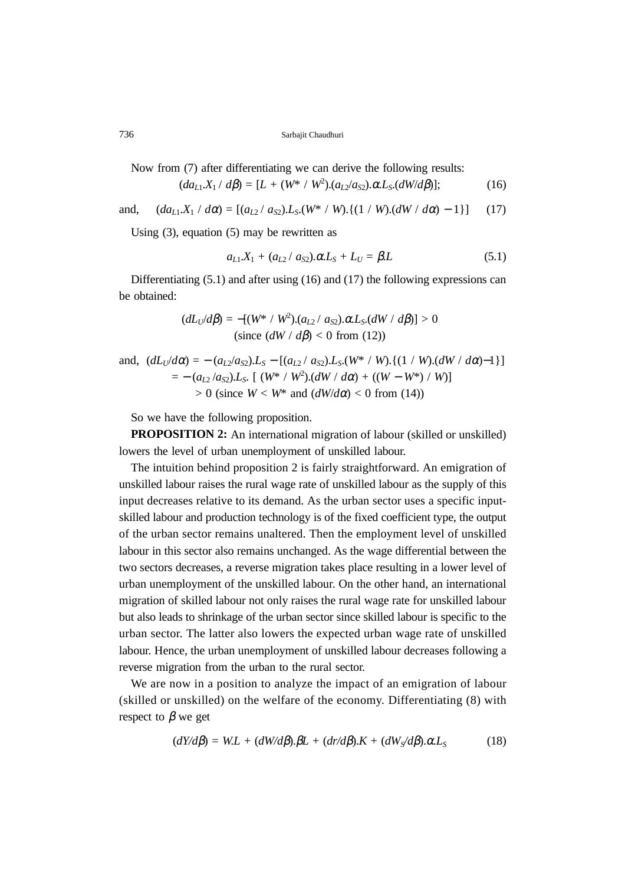Now from (7) after differentiating we can derive the following results:

$$(da_{L1}.X_1 / d\beta) = [L + (W^* / W^2).(a_{L2}/a_{S2}).\alpha.L_S.(dW/d\beta)]; \tag{16}$$

and, $$(da_{L1}.X_1 / d\alpha) = [(a_{L2} / a_{S2}).L_S.(W^* / W).\{(1 / W).(dW / d\alpha) - 1\}] \tag{17}$$

Using (3), equation (5) may be rewritten as

$$a_{L1}.X_1 + (a_{L2} / a_{S2}).\alpha.L_S + L_U = \beta.L \tag{5.1}$$

Differentiating (5.1) and after using (16) and (17) the following expressions can be obtained:

$$(dL_U/d\beta) = -[(W^* / W^2).(a_{L2} / a_{S2}).\alpha.L_S.(dW / d\beta)] > 0$$
$$\text{(since } (dW / d\beta) < 0 \text{ from (12))}$$

and, $$(dL_U/d\alpha) = -(a_{L2}/a_{S2}).L_S - [(a_{L2} / a_{S2}).L_S.(W^* / W).\{(1 / W).(dW / d\alpha) - 1\}]$$
$$= -(a_{L2}/a_{S2}).L_S.\ [\ (W^* / W^2).(dW / d\alpha) + ((W - W^*) / W)]$$
$$> 0 \text{ (since } W < W^* \text{ and } (dW/d\alpha) < 0 \text{ from (14))}$$

So we have the following proposition.

**PROPOSITION 2:** An international migration of labour (skilled or unskilled) lowers the level of urban unemployment of unskilled labour.

The intuition behind proposition 2 is fairly straightforward. An emigration of unskilled labour raises the rural wage rate of unskilled labour as the supply of this input decreases relative to its demand. As the urban sector uses a specific input-skilled labour and production technology is of the fixed coefficient type, the output of the urban sector remains unaltered. Then the employment level of unskilled labour in this sector also remains unchanged. As the wage differential between the two sectors decreases, a reverse migration takes place resulting in a lower level of urban unemployment of the unskilled labour. On the other hand, an international migration of skilled labour not only raises the rural wage rate for unskilled labour but also leads to shrinkage of the urban sector since skilled labour is specific to the urban sector. The latter also lowers the expected urban wage rate of unskilled labour. Hence, the urban unemployment of unskilled labour decreases following a reverse migration from the urban to the rural sector.

We are now in a position to analyze the impact of an emigration of labour (skilled or unskilled) on the welfare of the economy. Differentiating (8) with respect to $\beta$ we get

$$(dY/d\beta) = W.L + (dW/d\beta).\beta L + (dr/d\beta).K + (dW_S/d\beta).\alpha.L_S \tag{18}$$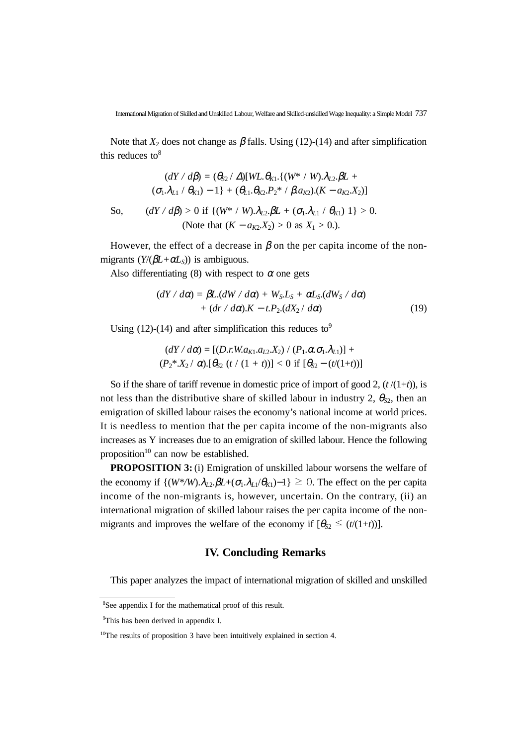Note that $X_2$ does not change as $\beta$ falls. Using (12)-(14) and after simplification this reduces to[8]

$$(dY / d\beta) = (\theta_{S2} / \Delta)[WL.\theta_{K1}.\{(W^* / W).\lambda_{L2}.\beta L + (\sigma_1.\lambda_{L1} / \theta_{K1}) - 1\} + (\theta_{L1}.\theta_{K2}.P_2^* / \beta.a_{K2}).(K - a_{K2}.X_2)]$$

So, $\qquad (dY / d\beta) > 0$ if $\{(W^* / W).\lambda_{L2}.\beta L + (\sigma_1.\lambda_{L1} / \theta_{K1})\ 1\} > 0$.
(Note that $(K - a_{K2}.X_2) > 0$ as $X_1 > 0$.).

However, the effect of a decrease in $\beta$ on the per capita income of the non-migrants $(Y/(\beta L+\alpha L_S))$ is ambiguous.

Also differentiating (8) with respect to $\alpha$ one gets

$$(dY / d\alpha) = \beta L.(dW / d\alpha) + W_S.L_S + \alpha L_S.(dW_S / d\alpha) + (dr / d\alpha).K - t.P_2.(dX_2 / d\alpha) \tag{19}$$

Using (12)-(14) and after simplification this reduces to[9]

$$(dY / d\alpha) = [(D.r.W.a_{K1}.a_{L2}.X_2) / (P_1.\alpha.\sigma_1.\lambda_{L1})] + (P_2^*.X_2 / \alpha).[\theta_{S2}\ (t / (1 + t))] < 0 \text{ if } [\theta_{S2} - (t/(1+t))]$$

So if the share of tariff revenue in domestic price of import of good 2, $(t/(1+t))$, is not less than the distributive share of skilled labour in industry 2, $\theta_{S2}$, then an emigration of skilled labour raises the economy's national income at world prices. It is needless to mention that the per capita income of the non-migrants also increases as Y increases due to an emigration of skilled labour. Hence the following proposition[10] can now be established.

**PROPOSITION 3:** (i) Emigration of unskilled labour worsens the welfare of the economy if $\{(W^*/W).\lambda_{L2}.\beta L+(\sigma_1.\lambda_{L1}/\theta_{K1})-1\} \geq 0$. The effect on the per capita income of the non-migrants is, however, uncertain. On the contrary, (ii) an international migration of skilled labour raises the per capita income of the non-migrants and improves the welfare of the economy if $[\theta_{S2} \leq (t/(1+t))]$.

## IV. Concluding Remarks

This paper analyzes the impact of international migration of skilled and unskilled

---

[8]See appendix I for the mathematical proof of this result.

[9]This has been derived in appendix I.

[10]The results of proposition 3 have been intuitively explained in section 4.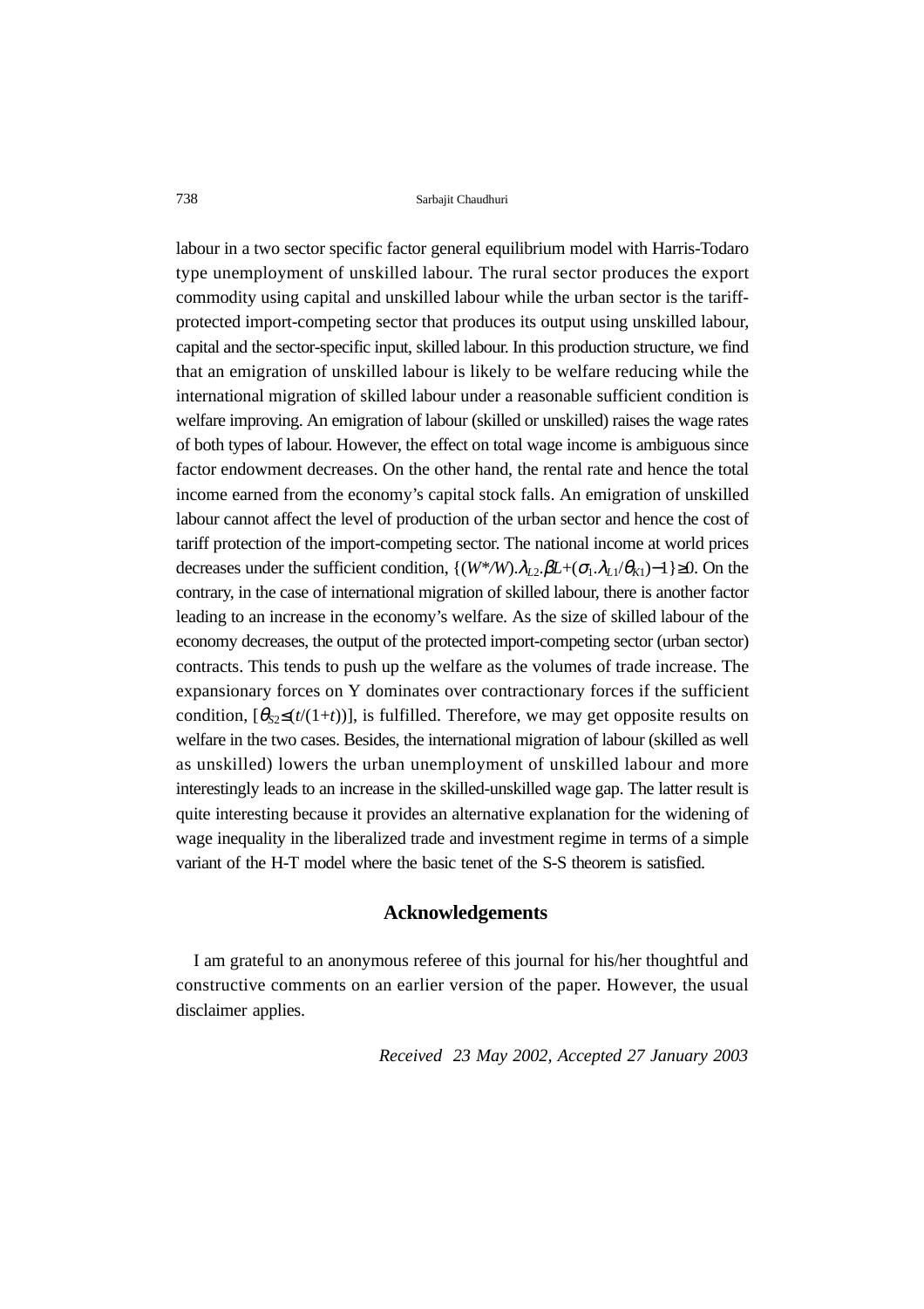labour in a two sector specific factor general equilibrium model with Harris-Todaro type unemployment of unskilled labour. The rural sector produces the export commodity using capital and unskilled labour while the urban sector is the tariff-protected import-competing sector that produces its output using unskilled labour, capital and the sector-specific input, skilled labour. In this production structure, we find that an emigration of unskilled labour is likely to be welfare reducing while the international migration of skilled labour under a reasonable sufficient condition is welfare improving. An emigration of labour (skilled or unskilled) raises the wage rates of both types of labour. However, the effect on total wage income is ambiguous since factor endowment decreases. On the other hand, the rental rate and hence the total income earned from the economy's capital stock falls. An emigration of unskilled labour cannot affect the level of production of the urban sector and hence the cost of tariff protection of the import-competing sector. The national income at world prices decreases under the sufficient condition, $\{(W^*/W).\lambda_{L2}.\beta L+(\sigma_1.\lambda_{L1}/\theta_{K1})-1\}\geq 0$. On the contrary, in the case of international migration of skilled labour, there is another factor leading to an increase in the economy's welfare. As the size of skilled labour of the economy decreases, the output of the protected import-competing sector (urban sector) contracts. This tends to push up the welfare as the volumes of trade increase. The expansionary forces on Y dominates over contractionary forces if the sufficient condition, $[\theta_{S2}\leq(t/(1+t))]$, is fulfilled. Therefore, we may get opposite results on welfare in the two cases. Besides, the international migration of labour (skilled as well as unskilled) lowers the urban unemployment of unskilled labour and more interestingly leads to an increase in the skilled-unskilled wage gap. The latter result is quite interesting because it provides an alternative explanation for the widening of wage inequality in the liberalized trade and investment regime in terms of a simple variant of the H-T model where the basic tenet of the S-S theorem is satisfied.

## Acknowledgements

I am grateful to an anonymous referee of this journal for his/her thoughtful and constructive comments on an earlier version of the paper. However, the usual disclaimer applies.

*Received 23 May 2002, Accepted 27 January 2003*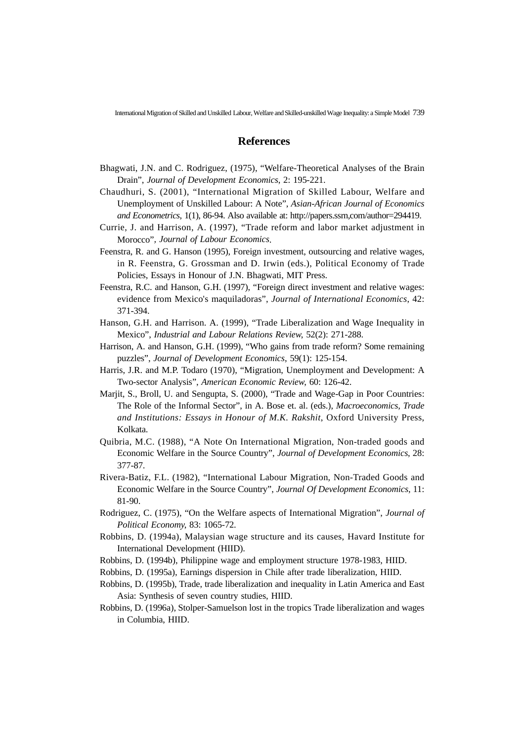## References

Bhagwati, J.N. and C. Rodriguez, (1975), "Welfare-Theoretical Analyses of the Brain Drain", *Journal of Development Economics*, 2: 195-221.

Chaudhuri, S. (2001), "International Migration of Skilled Labour, Welfare and Unemployment of Unskilled Labour: A Note", *Asian-African Journal of Economics and Econometrics*, 1(1), 86-94. Also available at: http://papers.ssrn,com/author=294419.

Currie, J. and Harrison, A. (1997), "Trade reform and labor market adjustment in Morocco", *Journal of Labour Economics*.

Feenstra, R. and G. Hanson (1995), Foreign investment, outsourcing and relative wages, in R. Feenstra, G. Grossman and D. Irwin (eds.), Political Economy of Trade Policies, Essays in Honour of J.N. Bhagwati, MIT Press.

Feenstra, R.C. and Hanson, G.H. (1997), "Foreign direct investment and relative wages: evidence from Mexico's maquiladoras", *Journal of International Economics*, 42: 371-394.

Hanson, G.H. and Harrison. A. (1999), "Trade Liberalization and Wage Inequality in Mexico", *Industrial and Labour Relations Review*, 52(2): 271-288.

Harrison, A. and Hanson, G.H. (1999), "Who gains from trade reform? Some remaining puzzles", *Journal of Development Economics*, 59(1): 125-154.

Harris, J.R. and M.P. Todaro (1970), "Migration, Unemployment and Development: A Two-sector Analysis", *American Economic Review*, 60: 126-42.

Marjit, S., Broll, U. and Sengupta, S. (2000), "Trade and Wage-Gap in Poor Countries: The Role of the Informal Sector", in A. Bose et. al. (eds.), *Macroeconomics, Trade and Institutions: Essays in Honour of M.K. Rakshit*, Oxford University Press, Kolkata.

Quibria, M.C. (1988), "A Note On International Migration, Non-traded goods and Economic Welfare in the Source Country", *Journal of Development Economics*, 28: 377-87.

Rivera-Batiz, F.L. (1982), "International Labour Migration, Non-Traded Goods and Economic Welfare in the Source Country", *Journal Of Development Economics*, 11: 81-90.

Rodriguez, C. (1975), "On the Welfare aspects of International Migration", *Journal of Political Economy*, 83: 1065-72.

Robbins, D. (1994a), Malaysian wage structure and its causes, Havard Institute for International Development (HIID).

Robbins, D. (1994b), Philippine wage and employment structure 1978-1983, HIID.

Robbins, D. (1995a), Earnings dispersion in Chile after trade liberalization, HIID.

Robbins, D. (1995b), Trade, trade liberalization and inequality in Latin America and East Asia: Synthesis of seven country studies, HIID.

Robbins, D. (1996a), Stolper-Samuelson lost in the tropics Trade liberalization and wages in Columbia, HIID.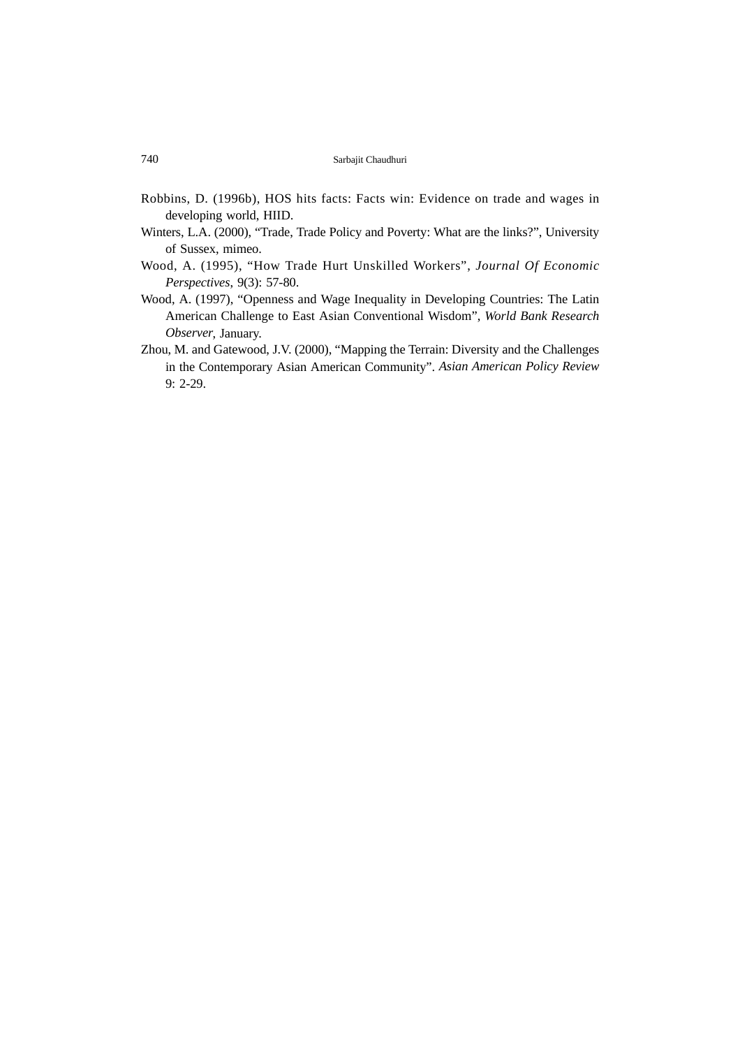Robbins, D. (1996b), HOS hits facts: Facts win: Evidence on trade and wages in developing world, HIID.

Winters, L.A. (2000), "Trade, Trade Policy and Poverty: What are the links?", University of Sussex, mimeo.

Wood, A. (1995), "How Trade Hurt Unskilled Workers", *Journal Of Economic Perspectives*, 9(3): 57-80.

Wood, A. (1997), "Openness and Wage Inequality in Developing Countries: The Latin American Challenge to East Asian Conventional Wisdom", *World Bank Research Observer*, January.

Zhou, M. and Gatewood, J.V. (2000), "Mapping the Terrain: Diversity and the Challenges in the Contemporary Asian American Community". *Asian American Policy Review* 9: 2-29.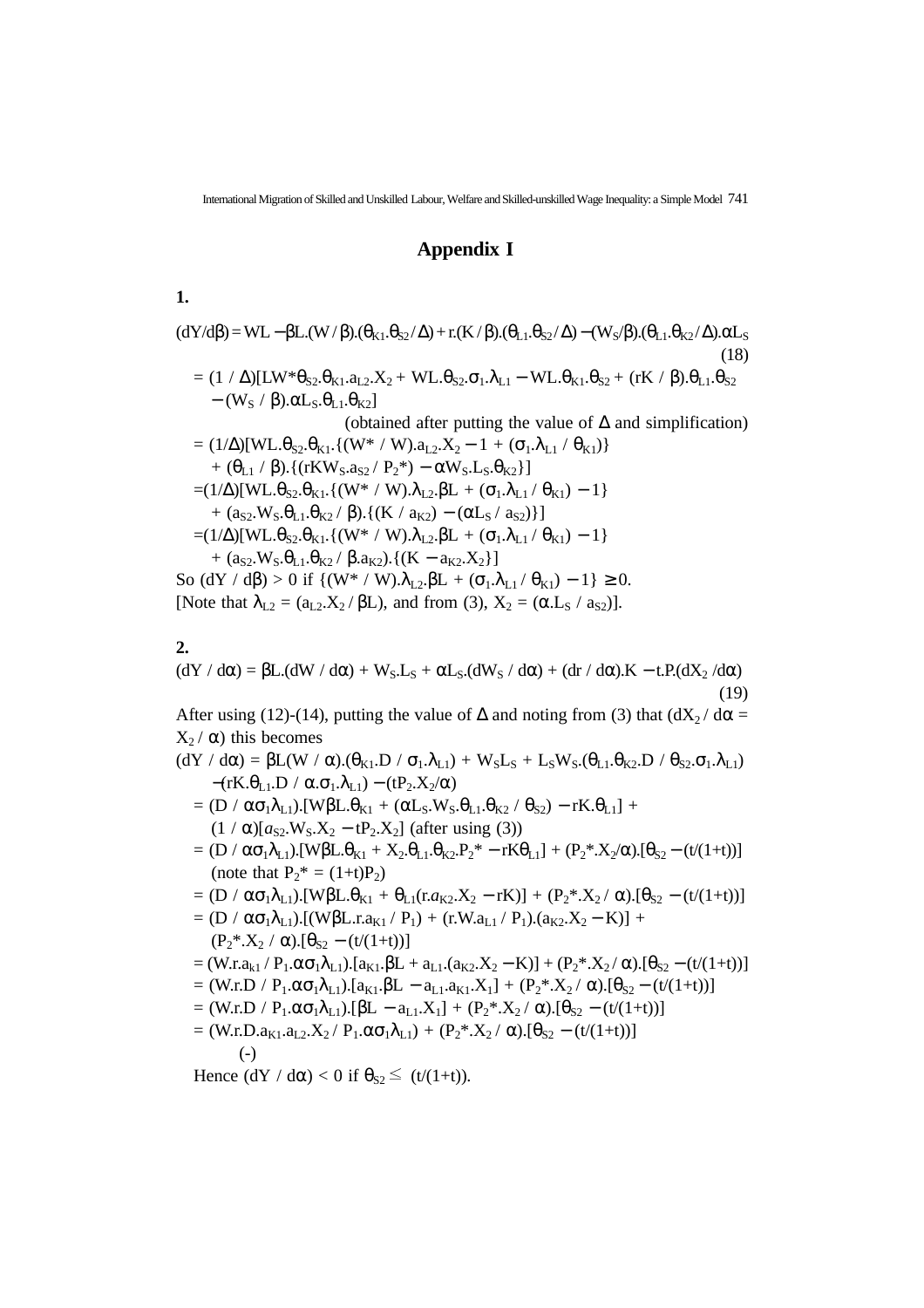# Appendix I

**1.**

$$(dY/d\beta) = WL - \beta L.(W/\beta).(\theta_{K1}.\theta_{S2}/\Delta) + r.(K/\beta).(\theta_{L1}.\theta_{S2}/\Delta) - (W_S/\beta).(\theta_{L1}.\theta_{K2}/\Delta).\alpha L_S \quad (18)$$

$$= (1/\Delta)[LW^*\theta_{S2}.\theta_{K1}.a_{L2}.X_2 + WL.\theta_{S2}.\sigma_1.\lambda_{L1} - WL.\theta_{K1}.\theta_{S2} + (rK/\beta).\theta_{L1}.\theta_{S2} - (W_S/\beta).\alpha L_S.\theta_{L1}.\theta_{K2}]$$

(obtained after putting the value of $\Delta$ and simplification)

$$= (1/\Delta)[WL.\theta_{S2}.\theta_{K1}.\{(W^*/W).a_{L2}.X_2 - 1 + (\sigma_1.\lambda_{L1}/\theta_{K1})\} + (\theta_{L1}/\beta).\{(rKW_S.a_{S2}/P_2^*) - \alpha W_S.L_S.\theta_{K2}\}]$$

$$= (1/\Delta)[WL.\theta_{S2}.\theta_{K1}.\{(W^*/W).\lambda_{L2}.\beta L + (\sigma_1.\lambda_{L1}/\theta_{K1}) - 1\} + (a_{S2}.W_S.\theta_{L1}.\theta_{K2}/\beta).\{(K/a_{K2}) - (\alpha L_S/a_{S2})\}]$$

$$= (1/\Delta)[WL.\theta_{S2}.\theta_{K1}.\{(W^*/W).\lambda_{L2}.\beta L + (\sigma_1.\lambda_{L1}/\theta_{K1}) - 1\} + (a_{S2}.W_S.\theta_{L1}.\theta_{K2}/\beta.a_{K2}).\{(K - a_{K2}.X_2\}]$$

So $(dY/d\beta) > 0$ if $\{(W^*/W).\lambda_{L2}.\beta L + (\sigma_1.\lambda_{L1}/\theta_{K1}) - 1\} \geq 0$.

[Note that $\lambda_{L2} = (a_{L2}.X_2/\beta L)$, and from (3), $X_2 = (\alpha.L_S/a_{S2})$].

**2.**

$$(dY/d\alpha) = \beta L.(dW/d\alpha) + W_S.L_S + \alpha L_S.(dW_S/d\alpha) + (dr/d\alpha).K - t.P.(dX_2/d\alpha) \quad (19)$$

After using (12)-(14), putting the value of $\Delta$ and noting from (3) that $(dX_2/d\alpha = X_2/\alpha)$ this becomes

$$(dY/d\alpha) = \beta L(W/\alpha).(\theta_{K1}.D/\sigma_1.\lambda_{L1}) + W_SL_S + L_SW_S.(\theta_{L1}.\theta_{K2}.D/\theta_{S2}.\sigma_1.\lambda_{L1}) - (rK.\theta_{L1}.D/\alpha.\sigma_1.\lambda_{L1}) - (tP_2.X_2/\alpha)$$

$$= (D/\alpha\sigma_1\lambda_{L1}).[W\beta L.\theta_{K1} + (\alpha L_S.W_S.\theta_{L1}.\theta_{K2}/\theta_{S2}) - rK.\theta_{L1}] + (1/\alpha)[a_{S2}.W_S.X_2 - tP_2.X_2] \text{ (after using (3))}$$

$$= (D/\alpha\sigma_1\lambda_{L1}).[W\beta L.\theta_{K1} + X_2.\theta_{L1}.\theta_{K2}.P_2^* - rK\theta_{L1}] + (P_2^*.X_2/\alpha).[\theta_{S2} - (t/(1+t))]$$

(note that $P_2^* = (1+t)P_2$)

$$= (D/\alpha\sigma_1\lambda_{L1}).[W\beta L.\theta_{K1} + \theta_{L1}(r.a_{K2}.X_2 - rK)] + (P_2^*.X_2/\alpha).[\theta_{S2} - (t/(1+t))]$$

$$= (D/\alpha\sigma_1\lambda_{L1}).[(W\beta L.r.a_{K1}/P_1) + (r.W.a_{L1}/P_1).(a_{K2}.X_2 - K)] + (P_2^*.X_2/\alpha).[\theta_{S2} - (t/(1+t))]$$

$$= (W.r.a_{k1}/P_1.\alpha\sigma_1\lambda_{L1}).[a_{K1}.\beta L + a_{L1}.(a_{K2}.X_2 - K)] + (P_2^*.X_2/\alpha).[\theta_{S2} - (t/(1+t))]$$

$$= (W.r.D/P_1.\alpha\sigma_1\lambda_{L1}).[a_{K1}.\beta L - a_{L1}.a_{K1}.X_1] + (P_2^*.X_2/\alpha).[\theta_{S2} - (t/(1+t))]$$

$$= (W.r.D/P_1.\alpha\sigma_1\lambda_{L1}).[\beta L - a_{L1}.X_1] + (P_2^*.X_2/\alpha).[\theta_{S2} - (t/(1+t))]$$

$$= \underset{(-)}{(W.r.D.a_{K1}.a_{L2}.X_2/P_1.\alpha\sigma_1\lambda_{L1})} + (P_2^*.X_2/\alpha).[\theta_{S2} - (t/(1+t))]$$

Hence $(dY/d\alpha) < 0$ if $\theta_{S2} \leq (t/(1+t))$.